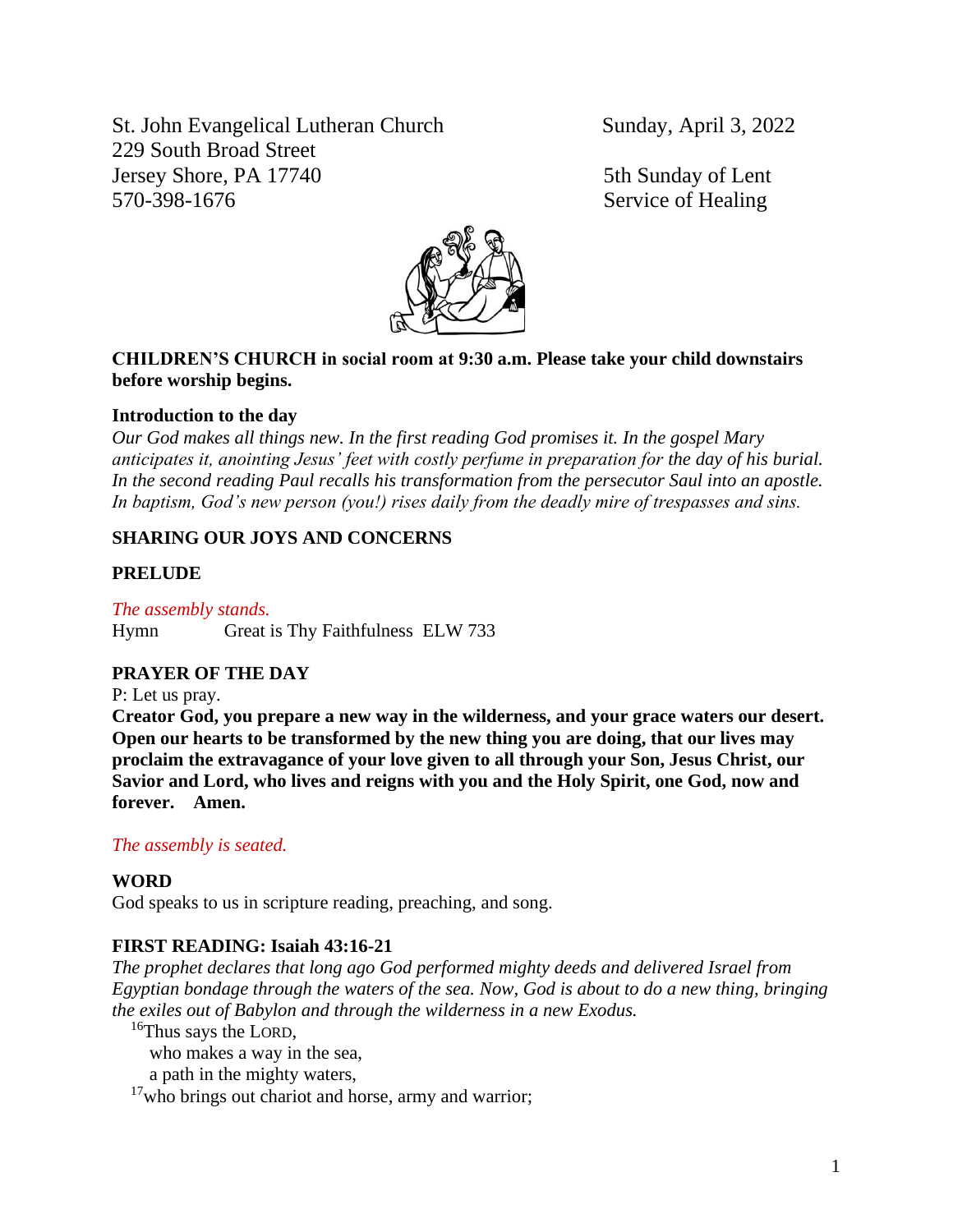St. John Evangelical Lutheran Church
229 South Broad Street
Jersey Shore, PA 17740
570-398-1676

Sunday, April 3, 2022

5th Sunday of Lent
Service of Healing

**CHILDREN'S CHURCH in social room at 9:30 a.m. Please take your child downstairs before worship begins.**

**Introduction to the day**

*Our God makes all things new. In the first reading God promises it. In the gospel Mary anticipates it, anointing Jesus' feet with costly perfume in preparation for the day of his burial. In the second reading Paul recalls his transformation from the persecutor Saul into an apostle. In baptism, God's new person (you!) rises daily from the deadly mire of trespasses and sins.*

**SHARING OUR JOYS AND CONCERNS**

**PRELUDE**

*The assembly stands.*

Hymn    Great is Thy Faithfulness  ELW 733

**PRAYER OF THE DAY**

P: Let us pray.

**Creator God, you prepare a new way in the wilderness, and your grace waters our desert. Open our hearts to be transformed by the new thing you are doing, that our lives may proclaim the extravagance of your love given to all through your Son, Jesus Christ, our Savior and Lord, who lives and reigns with you and the Holy Spirit, one God, now and forever.    Amen.**

*The assembly is seated.*

**WORD**

God speaks to us in scripture reading, preaching, and song.

**FIRST READING: Isaiah 43:16-21**

*The prophet declares that long ago God performed mighty deeds and delivered Israel from Egyptian bondage through the waters of the sea. Now, God is about to do a new thing, bringing the exiles out of Babylon and through the wilderness in a new Exodus.*

[16]Thus says the LORD,
  who makes a way in the sea,
  a path in the mighty waters,
[17]who brings out chariot and horse, army and warrior;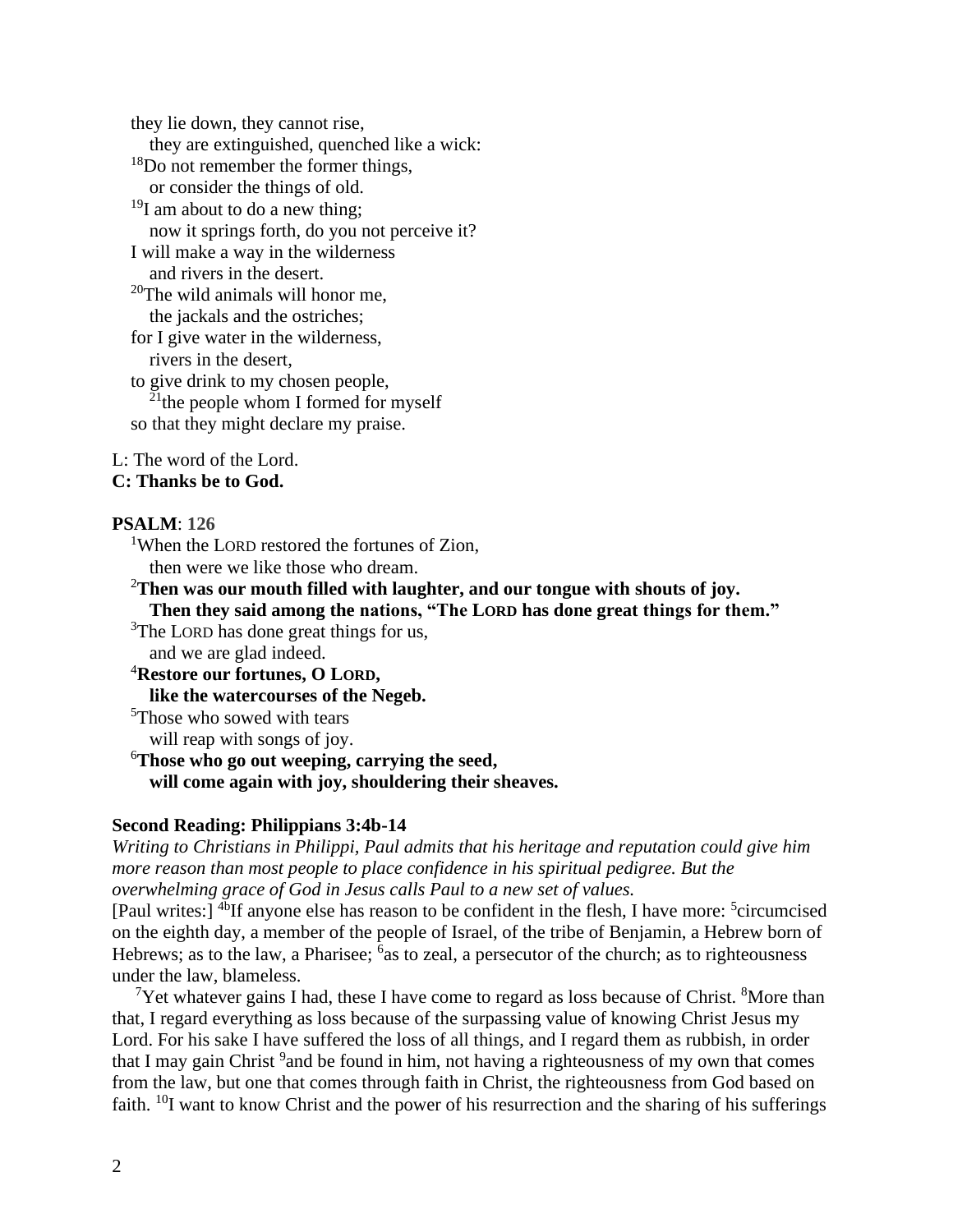they lie down, they cannot rise,
  they are extinguished, quenched like a wick:
[18]Do not remember the former things,
  or consider the things of old.
[19]I am about to do a new thing;
  now it springs forth, do you not perceive it?
I will make a way in the wilderness
  and rivers in the desert.
[20]The wild animals will honor me,
  the jackals and the ostriches;
for I give water in the wilderness,
  rivers in the desert,
to give drink to my chosen people,
  [21]the people whom I formed for myself
so that they might declare my praise.

L: The word of the Lord.
**C: Thanks be to God.**

**PSALM**: **126**

[1]When the LORD restored the fortunes of Zion,
  then were we like those who dream.
[2]**Then was our mouth filled with laughter, and our tongue with shouts of joy.**
  **Then they said among the nations, "The LORD has done great things for them."**
[3]The LORD has done great things for us,
  and we are glad indeed.
[4]**Restore our fortunes, O LORD,**
  **like the watercourses of the Negeb.**
[5]Those who sowed with tears
  will reap with songs of joy.
[6]**Those who go out weeping, carrying the seed,**
  **will come again with joy, shouldering their sheaves.**

**Second Reading: Philippians 3:4b-14**

*Writing to Christians in Philippi, Paul admits that his heritage and reputation could give him more reason than most people to place confidence in his spiritual pedigree. But the overwhelming grace of God in Jesus calls Paul to a new set of values.*

[Paul writes:] [4b]If anyone else has reason to be confident in the flesh, I have more: [5]circumcised on the eighth day, a member of the people of Israel, of the tribe of Benjamin, a Hebrew born of Hebrews; as to the law, a Pharisee; [6]as to zeal, a persecutor of the church; as to righteousness under the law, blameless.

[7]Yet whatever gains I had, these I have come to regard as loss because of Christ. [8]More than that, I regard everything as loss because of the surpassing value of knowing Christ Jesus my Lord. For his sake I have suffered the loss of all things, and I regard them as rubbish, in order that I may gain Christ [9]and be found in him, not having a righteousness of my own that comes from the law, but one that comes through faith in Christ, the righteousness from God based on faith. [10]I want to know Christ and the power of his resurrection and the sharing of his sufferings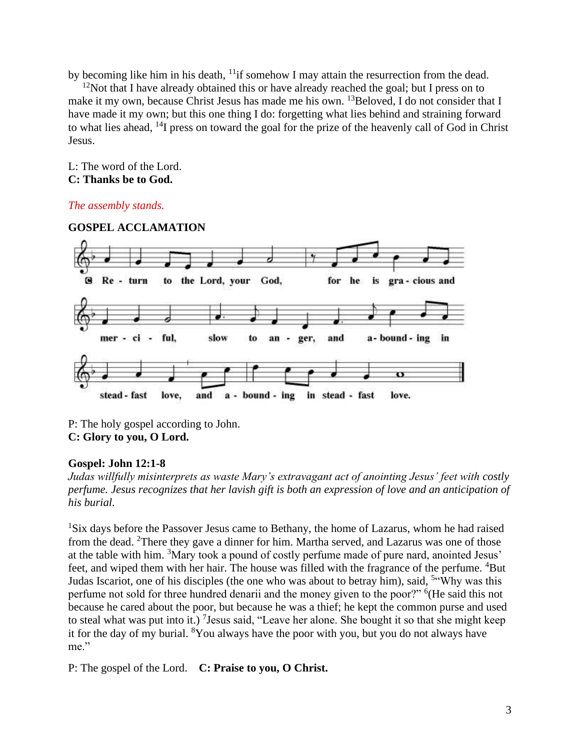by becoming like him in his death, [11]if somehow I may attain the resurrection from the dead.

[12]Not that I have already obtained this or have already reached the goal; but I press on to make it my own, because Christ Jesus has made me his own. [13]Beloved, I do not consider that I have made it my own; but this one thing I do: forgetting what lies behind and straining forward to what lies ahead, [14]I press on toward the goal for the prize of the heavenly call of God in Christ Jesus.

L: The word of the Lord.
**C: Thanks be to God.**

*The assembly stands.*

**GOSPEL ACCLAMATION**

C Return to the Lord, your God, for he is gracious and merciful, slow to anger, and abounding in steadfast love, and abounding in steadfast love.

P: The holy gospel according to John.
**C: Glory to you, O Lord.**

**Gospel: John 12:1-8**

*Judas willfully misinterprets as waste Mary's extravagant act of anointing Jesus' feet with costly perfume. Jesus recognizes that her lavish gift is both an expression of love and an anticipation of his burial.*

[1]Six days before the Passover Jesus came to Bethany, the home of Lazarus, whom he had raised from the dead. [2]There they gave a dinner for him. Martha served, and Lazarus was one of those at the table with him. [3]Mary took a pound of costly perfume made of pure nard, anointed Jesus' feet, and wiped them with her hair. The house was filled with the fragrance of the perfume. [4]But Judas Iscariot, one of his disciples (the one who was about to betray him), said, [5]"Why was this perfume not sold for three hundred denarii and the money given to the poor?" [6](He said this not because he cared about the poor, but because he was a thief; he kept the common purse and used to steal what was put into it.) [7]Jesus said, "Leave her alone. She bought it so that she might keep it for the day of my burial. [8]You always have the poor with you, but you do not always have me."

P: The gospel of the Lord. **C: Praise to you, O Christ.**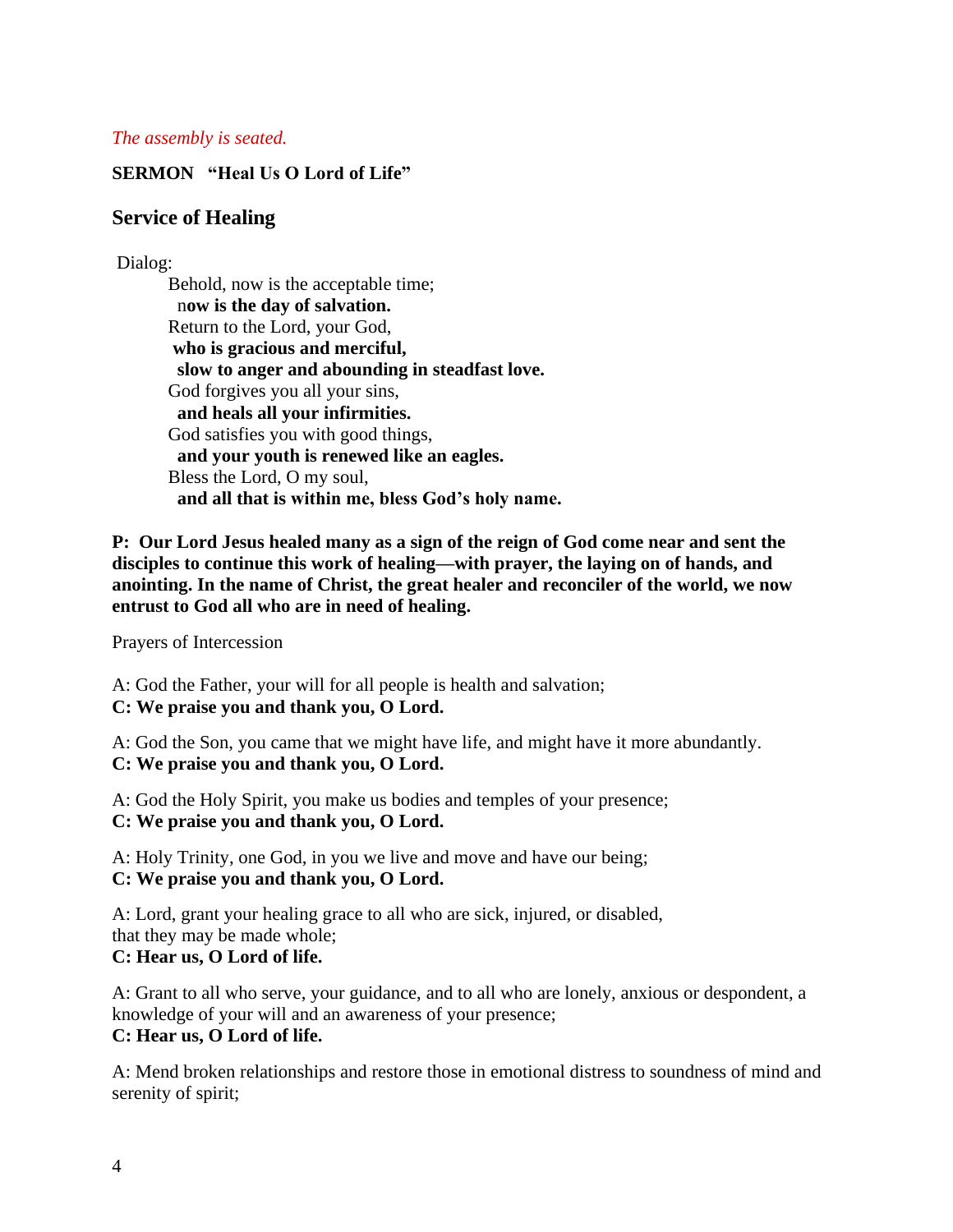*The assembly is seated.*

**SERMON "Heal Us O Lord of Life"**

## Service of Healing

Dialog:

Behold, now is the acceptable time;
**now is the day of salvation.**
Return to the Lord, your God,
**who is gracious and merciful,**
**slow to anger and abounding in steadfast love.**
God forgives you all your sins,
**and heals all your infirmities.**
God satisfies you with good things,
**and your youth is renewed like an eagles.**
Bless the Lord, O my soul,
**and all that is within me, bless God's holy name.**

**P: Our Lord Jesus healed many as a sign of the reign of God come near and sent the disciples to continue this work of healing—with prayer, the laying on of hands, and anointing. In the name of Christ, the great healer and reconciler of the world, we now entrust to God all who are in need of healing.**

Prayers of Intercession

A: God the Father, your will for all people is health and salvation;
**C: We praise you and thank you, O Lord.**

A: God the Son, you came that we might have life, and might have it more abundantly.
**C: We praise you and thank you, O Lord.**

A: God the Holy Spirit, you make us bodies and temples of your presence;
**C: We praise you and thank you, O Lord.**

A: Holy Trinity, one God, in you we live and move and have our being;
**C: We praise you and thank you, O Lord.**

A: Lord, grant your healing grace to all who are sick, injured, or disabled,
that they may be made whole;
**C: Hear us, O Lord of life.**

A: Grant to all who serve, your guidance, and to all who are lonely, anxious or despondent, a knowledge of your will and an awareness of your presence;
**C: Hear us, O Lord of life.**

A: Mend broken relationships and restore those in emotional distress to soundness of mind and serenity of spirit;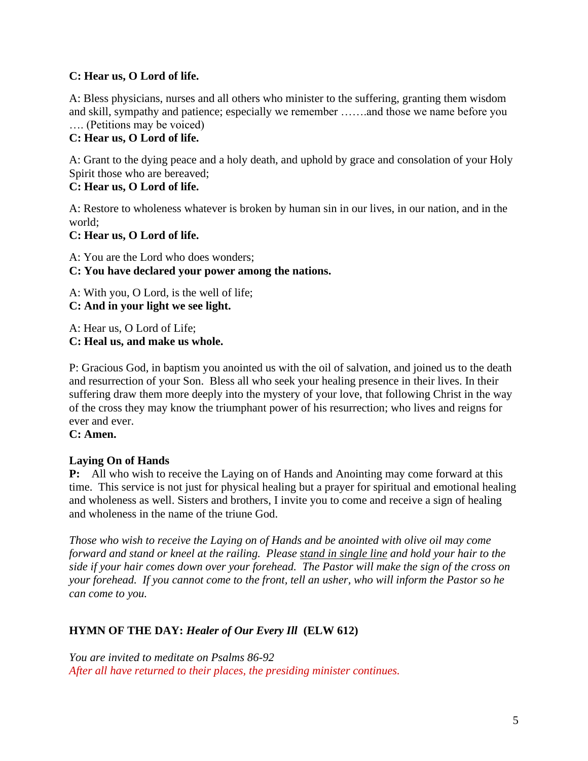**C: Hear us, O Lord of life.**

A: Bless physicians, nurses and all others who minister to the suffering, granting them wisdom and skill, sympathy and patience; especially we remember …….and those we name before you …. (Petitions may be voiced)
**C: Hear us, O Lord of life.**

A: Grant to the dying peace and a holy death, and uphold by grace and consolation of your Holy Spirit those who are bereaved;
**C: Hear us, O Lord of life.**

A: Restore to wholeness whatever is broken by human sin in our lives, in our nation, and in the world;
**C: Hear us, O Lord of life.**

A: You are the Lord who does wonders;
**C: You have declared your power among the nations.**

A: With you, O Lord, is the well of life;
**C: And in your light we see light.**

A: Hear us, O Lord of Life;
**C: Heal us, and make us whole.**

P: Gracious God, in baptism you anointed us with the oil of salvation, and joined us to the death and resurrection of your Son. Bless all who seek your healing presence in their lives. In their suffering draw them more deeply into the mystery of your love, that following Christ in the way of the cross they may know the triumphant power of his resurrection; who lives and reigns for ever and ever.
**C: Amen.**

**Laying On of Hands**
**P:** All who wish to receive the Laying on of Hands and Anointing may come forward at this time. This service is not just for physical healing but a prayer for spiritual and emotional healing and wholeness as well. Sisters and brothers, I invite you to come and receive a sign of healing and wholeness in the name of the triune God.

*Those who wish to receive the Laying on of Hands and be anointed with olive oil may come forward and stand or kneel at the railing. Please stand in single line and hold your hair to the side if your hair comes down over your forehead. The Pastor will make the sign of the cross on your forehead. If you cannot come to the front, tell an usher, who will inform the Pastor so he can come to you.*

**HYMN OF THE DAY:** ***Healer of Our Every Ill*** **(ELW 612)**

*You are invited to meditate on Psalms 86-92*
*After all have returned to their places, the presiding minister continues.*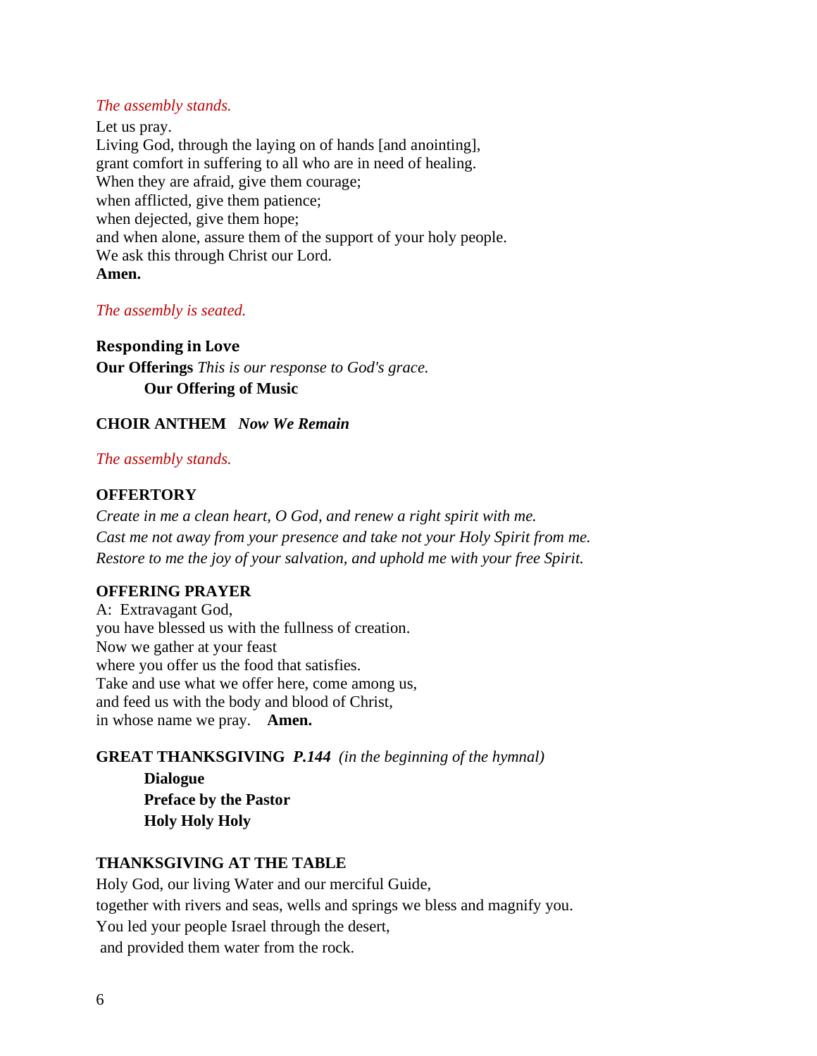*The assembly stands.*

Let us pray.
Living God, through the laying on of hands [and anointing],
grant comfort in suffering to all who are in need of healing.
When they are afraid, give them courage;
when afflicted, give them patience;
when dejected, give them hope;
and when alone, assure them of the support of your holy people.
We ask this through Christ our Lord.
**Amen.**

*The assembly is seated.*

**Responding in Love**

**Our Offerings** *This is our response to God's grace.*

**Our Offering of Music**

**CHOIR ANTHEM** ***Now We Remain***

*The assembly stands.*

**OFFERTORY**

*Create in me a clean heart, O God, and renew a right spirit with me.*
*Cast me not away from your presence and take not your Holy Spirit from me.*
*Restore to me the joy of your salvation, and uphold me with your free Spirit.*

**OFFERING PRAYER**

A: Extravagant God,
you have blessed us with the fullness of creation.
Now we gather at your feast
where you offer us the food that satisfies.
Take and use what we offer here, come among us,
and feed us with the body and blood of Christ,
in whose name we pray. **Amen.**

**GREAT THANKSGIVING** ***P.144*** *(in the beginning of the hymnal)*

**Dialogue**
**Preface by the Pastor**
**Holy Holy Holy**

**THANKSGIVING AT THE TABLE**

Holy God, our living Water and our merciful Guide,
together with rivers and seas, wells and springs we bless and magnify you.
You led your people Israel through the desert,
and provided them water from the rock.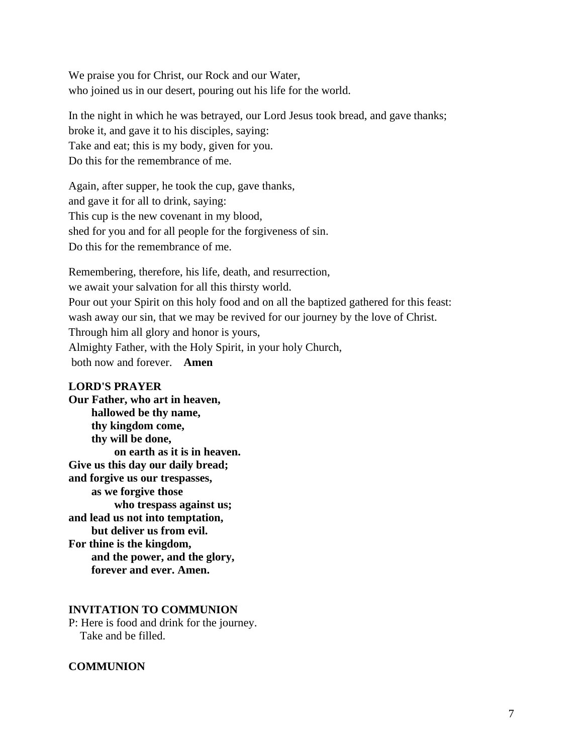We praise you for Christ, our Rock and our Water,  
who joined us in our desert, pouring out his life for the world.

In the night in which he was betrayed, our Lord Jesus took bread, and gave thanks;  
broke it, and gave it to his disciples, saying:  
Take and eat; this is my body, given for you.  
Do this for the remembrance of me.

Again, after supper, he took the cup, gave thanks,  
and gave it for all to drink, saying:  
This cup is the new covenant in my blood,  
shed for you and for all people for the forgiveness of sin.  
Do this for the remembrance of me.

Remembering, therefore, his life, death, and resurrection,  
we await your salvation for all this thirsty world.  
Pour out your Spirit on this holy food and on all the baptized gathered for this feast:  
wash away our sin, that we may be revived for our journey by the love of Christ.  
Through him all glory and honor is yours,  
Almighty Father, with the Holy Spirit, in your holy Church,  
both now and forever. **Amen**

**LORD'S PRAYER**

**Our Father, who art in heaven,**  
**hallowed be thy name,**  
**thy kingdom come,**  
**thy will be done,**  
**on earth as it is in heaven.**  
**Give us this day our daily bread;**  
**and forgive us our trespasses,**  
**as we forgive those**  
**who trespass against us;**  
**and lead us not into temptation,**  
**but deliver us from evil.**  
**For thine is the kingdom,**  
**and the power, and the glory,**  
**forever and ever. Amen.**

**INVITATION TO COMMUNION**

P: Here is food and drink for the journey.  
Take and be filled.

**COMMUNION**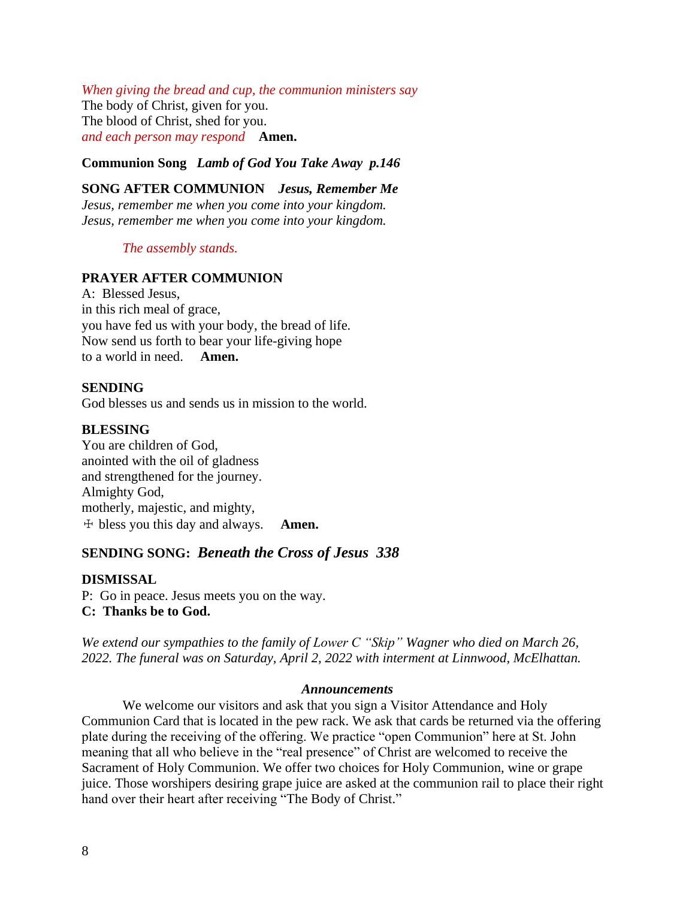*When giving the bread and cup, the communion ministers say*
The body of Christ, given for you.
The blood of Christ, shed for you.
*and each person may respond* **Amen.**

**Communion Song** ***Lamb of God You Take Away p.146***

**SONG AFTER COMMUNION** ***Jesus, Remember Me***
*Jesus, remember me when you come into your kingdom.*
*Jesus, remember me when you come into your kingdom.*

*The assembly stands.*

**PRAYER AFTER COMMUNION**
A: Blessed Jesus,
in this rich meal of grace,
you have fed us with your body, the bread of life.
Now send us forth to bear your life-giving hope
to a world in need. **Amen.**

**SENDING**
God blesses us and sends us in mission to the world.

**BLESSING**
You are children of God,
anointed with the oil of gladness
and strengthened for the journey.
Almighty God,
motherly, majestic, and mighty,
☩ bless you this day and always. **Amen.**

**SENDING SONG:** ***Beneath the Cross of Jesus 338***

**DISMISSAL**
P: Go in peace. Jesus meets you on the way.
**C: Thanks be to God.**

*We extend our sympathies to the family of Lower C "Skip" Wagner who died on March 26, 2022. The funeral was on Saturday, April 2, 2022 with interment at Linnwood, McElhattan.*

***Announcements***

We welcome our visitors and ask that you sign a Visitor Attendance and Holy Communion Card that is located in the pew rack. We ask that cards be returned via the offering plate during the receiving of the offering. We practice "open Communion" here at St. John meaning that all who believe in the "real presence" of Christ are welcomed to receive the Sacrament of Holy Communion. We offer two choices for Holy Communion, wine or grape juice. Those worshipers desiring grape juice are asked at the communion rail to place their right hand over their heart after receiving "The Body of Christ."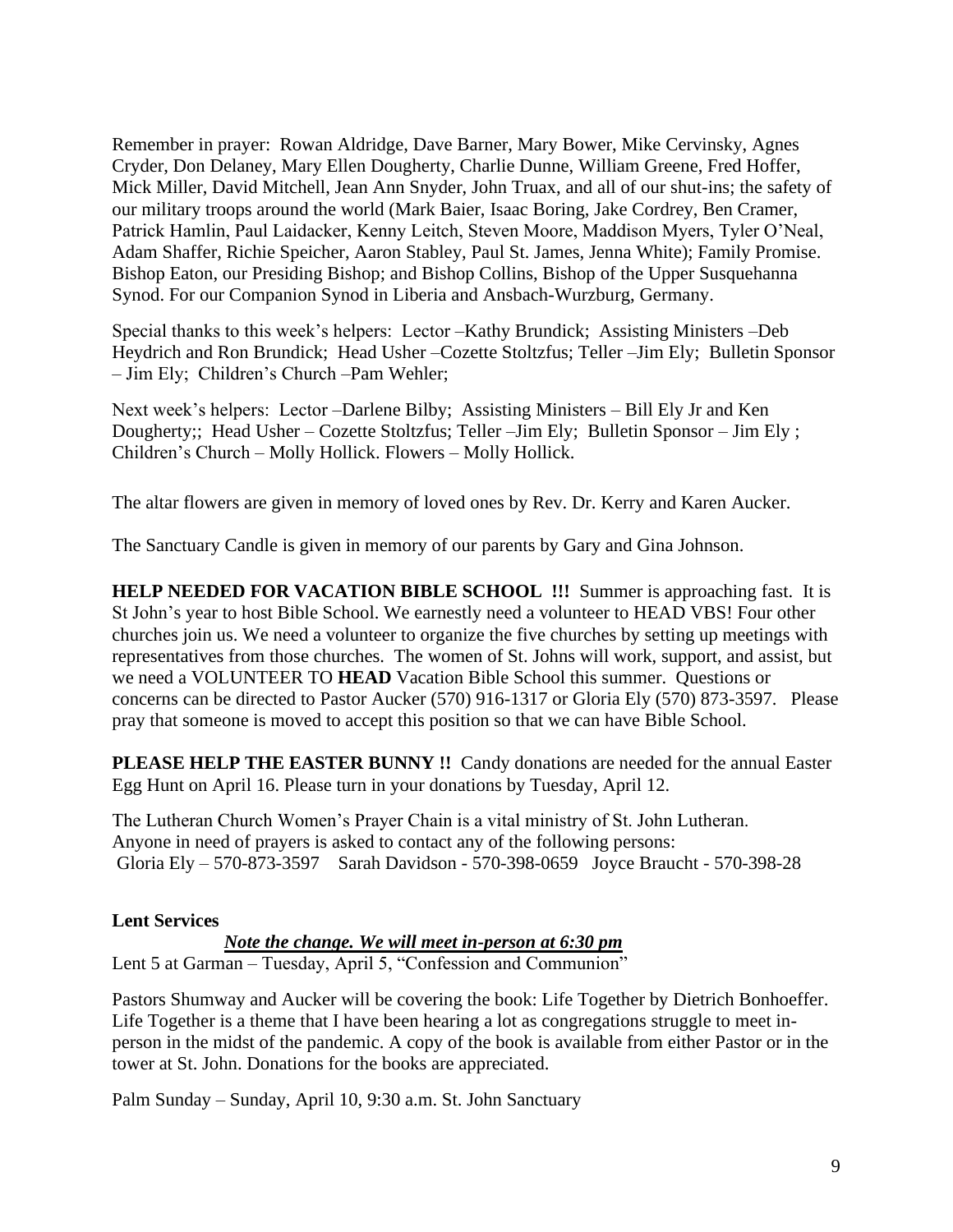Remember in prayer: Rowan Aldridge, Dave Barner, Mary Bower, Mike Cervinsky, Agnes Cryder, Don Delaney, Mary Ellen Dougherty, Charlie Dunne, William Greene, Fred Hoffer, Mick Miller, David Mitchell, Jean Ann Snyder, John Truax, and all of our shut-ins; the safety of our military troops around the world (Mark Baier, Isaac Boring, Jake Cordrey, Ben Cramer, Patrick Hamlin, Paul Laidacker, Kenny Leitch, Steven Moore, Maddison Myers, Tyler O'Neal, Adam Shaffer, Richie Speicher, Aaron Stabley, Paul St. James, Jenna White); Family Promise. Bishop Eaton, our Presiding Bishop; and Bishop Collins, Bishop of the Upper Susquehanna Synod. For our Companion Synod in Liberia and Ansbach-Wurzburg, Germany.

Special thanks to this week's helpers: Lector –Kathy Brundick; Assisting Ministers –Deb Heydrich and Ron Brundick; Head Usher –Cozette Stoltzfus; Teller –Jim Ely; Bulletin Sponsor – Jim Ely; Children's Church –Pam Wehler;

Next week's helpers: Lector –Darlene Bilby; Assisting Ministers – Bill Ely Jr and Ken Dougherty;; Head Usher – Cozette Stoltzfus; Teller –Jim Ely; Bulletin Sponsor – Jim Ely ; Children's Church – Molly Hollick. Flowers – Molly Hollick.

The altar flowers are given in memory of loved ones by Rev. Dr. Kerry and Karen Aucker.

The Sanctuary Candle is given in memory of our parents by Gary and Gina Johnson.

**HELP NEEDED FOR VACATION BIBLE SCHOOL !!!** Summer is approaching fast. It is St John's year to host Bible School. We earnestly need a volunteer to HEAD VBS! Four other churches join us. We need a volunteer to organize the five churches by setting up meetings with representatives from those churches. The women of St. Johns will work, support, and assist, but we need a VOLUNTEER TO **HEAD** Vacation Bible School this summer. Questions or concerns can be directed to Pastor Aucker (570) 916-1317 or Gloria Ely (570) 873-3597. Please pray that someone is moved to accept this position so that we can have Bible School.

**PLEASE HELP THE EASTER BUNNY !!** Candy donations are needed for the annual Easter Egg Hunt on April 16. Please turn in your donations by Tuesday, April 12.

The Lutheran Church Women's Prayer Chain is a vital ministry of St. John Lutheran. Anyone in need of prayers is asked to contact any of the following persons:
Gloria Ely – 570-873-3597 Sarah Davidson - 570-398-0659 Joyce Braucht - 570-398-28

**Lent Services**

***<u>Note the change. We will meet in-person at 6:30 pm</u>***

Lent 5 at Garman – Tuesday, April 5, "Confession and Communion"

Pastors Shumway and Aucker will be covering the book: Life Together by Dietrich Bonhoeffer. Life Together is a theme that I have been hearing a lot as congregations struggle to meet in-person in the midst of the pandemic. A copy of the book is available from either Pastor or in the tower at St. John. Donations for the books are appreciated.

Palm Sunday – Sunday, April 10, 9:30 a.m. St. John Sanctuary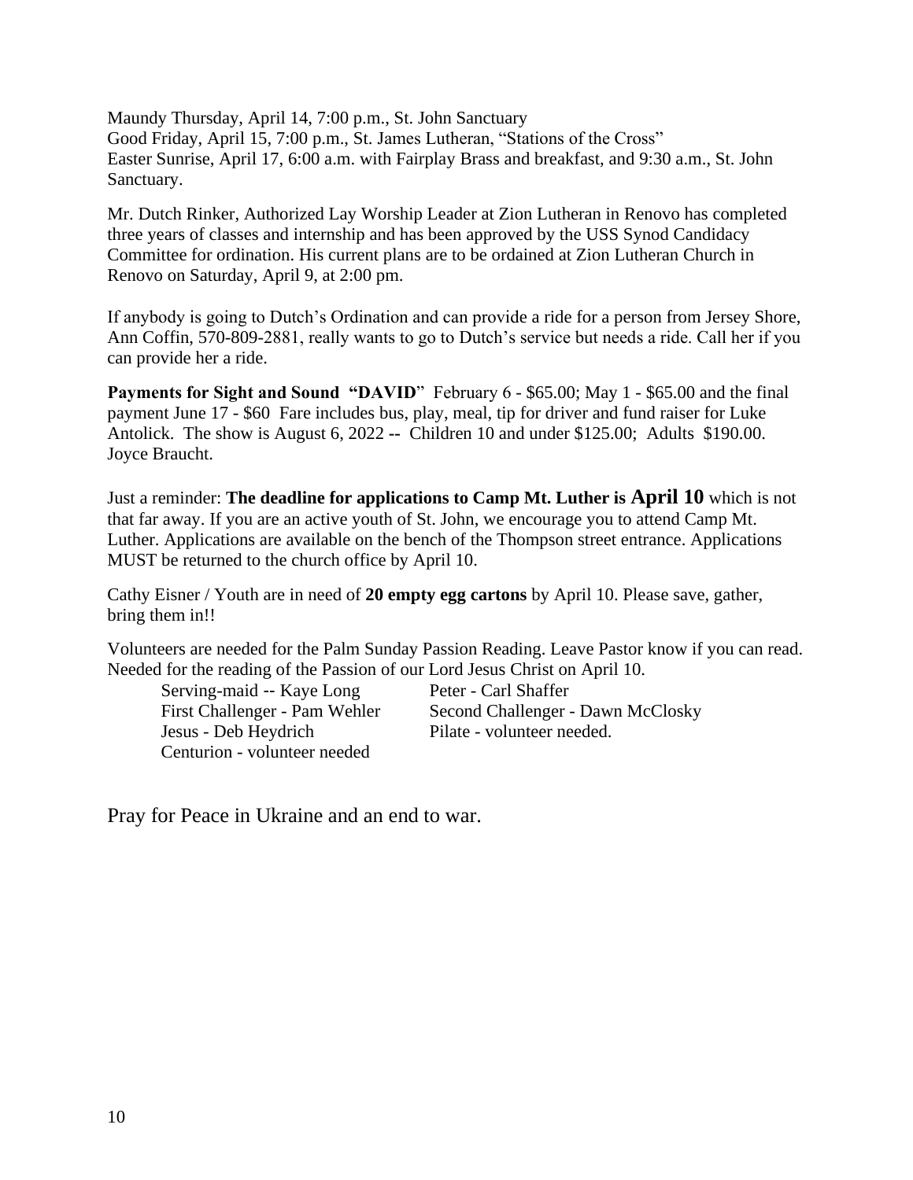Maundy Thursday, April 14, 7:00 p.m., St. John Sanctuary
Good Friday, April 15, 7:00 p.m., St. James Lutheran, "Stations of the Cross"
Easter Sunrise, April 17, 6:00 a.m. with Fairplay Brass and breakfast, and 9:30 a.m., St. John Sanctuary.

Mr. Dutch Rinker, Authorized Lay Worship Leader at Zion Lutheran in Renovo has completed three years of classes and internship and has been approved by the USS Synod Candidacy Committee for ordination. His current plans are to be ordained at Zion Lutheran Church in Renovo on Saturday, April 9, at 2:00 pm.

If anybody is going to Dutch's Ordination and can provide a ride for a person from Jersey Shore, Ann Coffin, 570-809-2881, really wants to go to Dutch's service but needs a ride. Call her if you can provide her a ride.

**Payments for Sight and Sound "DAVID**" February 6 - $65.00; May 1 - $65.00 and the final payment June 17 - $60 Fare includes bus, play, meal, tip for driver and fund raiser for Luke Antolick. The show is August 6, 2022 -- Children 10 and under $125.00; Adults $190.00. Joyce Braucht.

Just a reminder: **The deadline for applications to Camp Mt. Luther is April 10** which is not that far away. If you are an active youth of St. John, we encourage you to attend Camp Mt. Luther. Applications are available on the bench of the Thompson street entrance. Applications MUST be returned to the church office by April 10.

Cathy Eisner / Youth are in need of **20 empty egg cartons** by April 10. Please save, gather, bring them in!!

Volunteers are needed for the Palm Sunday Passion Reading. Leave Pastor know if you can read. Needed for the reading of the Passion of our Lord Jesus Christ on April 10.

Serving-maid -- Kaye Long
Peter - Carl Shaffer
First Challenger - Pam Wehler
Second Challenger - Dawn McClosky
Jesus - Deb Heydrich
Pilate - volunteer needed.
Centurion - volunteer needed

Pray for Peace in Ukraine and an end to war.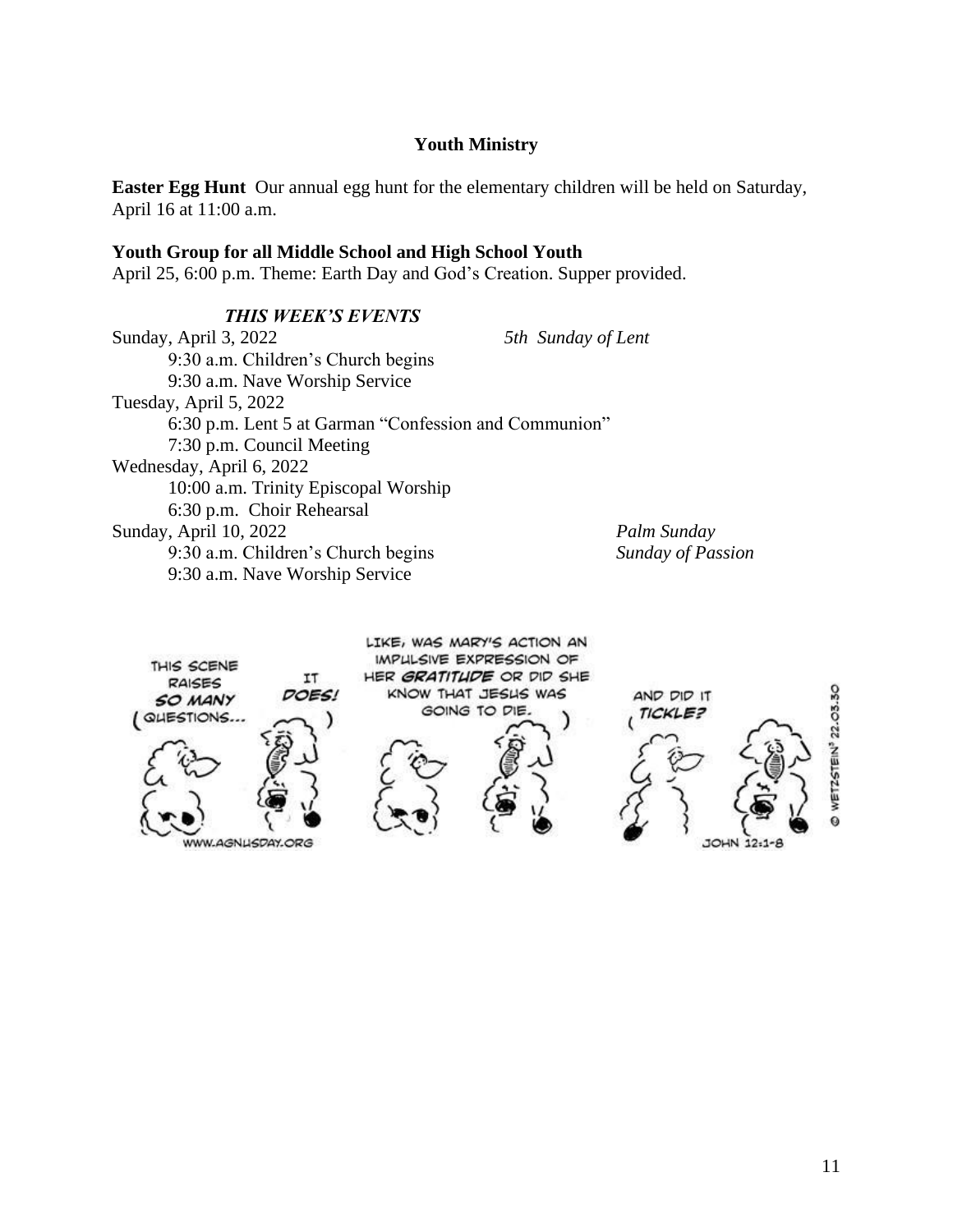## Youth Ministry

**Easter Egg Hunt** Our annual egg hunt for the elementary children will be held on Saturday, April 16 at 11:00 a.m.

**Youth Group for all Middle School and High School Youth**
April 25, 6:00 p.m. Theme: Earth Day and God's Creation. Supper provided.

### *THIS WEEK'S EVENTS*

Sunday, April 3, 2022 — *5th Sunday of Lent*
- 9:30 a.m. Children's Church begins
- 9:30 a.m. Nave Worship Service

Tuesday, April 5, 2022
- 6:30 p.m. Lent 5 at Garman "Confession and Communion"
- 7:30 p.m. Council Meeting

Wednesday, April 6, 2022
- 10:00 a.m. Trinity Episcopal Worship
- 6:30 p.m. Choir Rehearsal

Sunday, April 10, 2022 — *Palm Sunday*, *Sunday of Passion*
- 9:30 a.m. Children's Church begins
- 9:30 a.m. Nave Worship Service